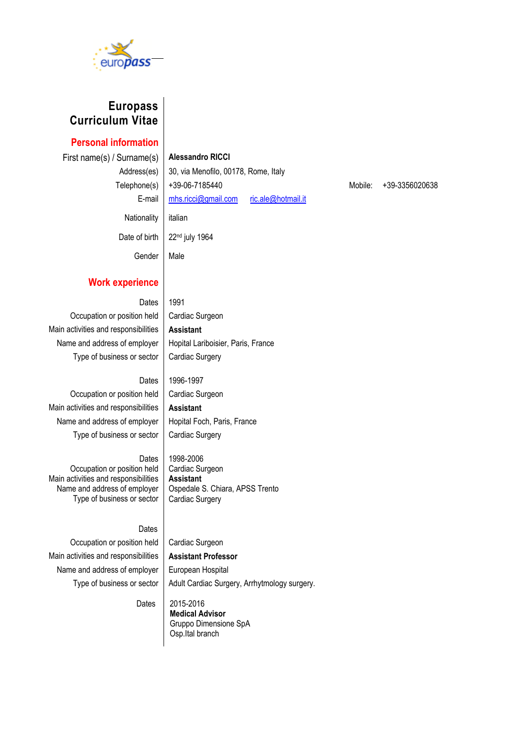# Europass Curriculum Vitae

## Personal information

| | |
|---|---|
| First name(s) / Surname(s) | **Alessandro RICCI** |
| Address(es) | 30, via Menofilo, 00178, Rome, Italy |
| Telephone(s) | +39-06-7185440 Mobile: +39-3356020638 |
| E-mail | mhs.ricci@gmail.com ric.ale@hotmail.it |
| Nationality | italian |
| Date of birth | 22nd july 1964 |
| Gender | Male |

## Work experience

| | |
|---|---|
| Dates | 1991 |
| Occupation or position held | Cardiac Surgeon |
| Main activities and responsibilities | **Assistant** |
| Name and address of employer | Hopital Lariboisier, Paris, France |
| Type of business or sector | Cardiac Surgery |

| | |
|---|---|
| Dates | 1996-1997 |
| Occupation or position held | Cardiac Surgeon |
| Main activities and responsibilities | **Assistant** |
| Name and address of employer | Hopital Foch, Paris, France |
| Type of business or sector | Cardiac Surgery |

| | |
|---|---|
| Dates | 1998-2006 |
| Occupation or position held | Cardiac Surgeon |
| Main activities and responsibilities | **Assistant** |
| Name and address of employer | Ospedale S. Chiara, APSS Trento |
| Type of business or sector | Cardiac Surgery |

| | |
|---|---|
| Dates | |
| Occupation or position held | Cardiac Surgeon |
| Main activities and responsibilities | **Assistant Professor** |
| Name and address of employer | European Hospital |
| Type of business or sector | Adult Cardiac Surgery, Arrhytmology surgery. |

| | |
|---|---|
| Dates | 2015-2016<br>**Medical Advisor**<br>Gruppo Dimensione SpA<br>Osp.Ital branch |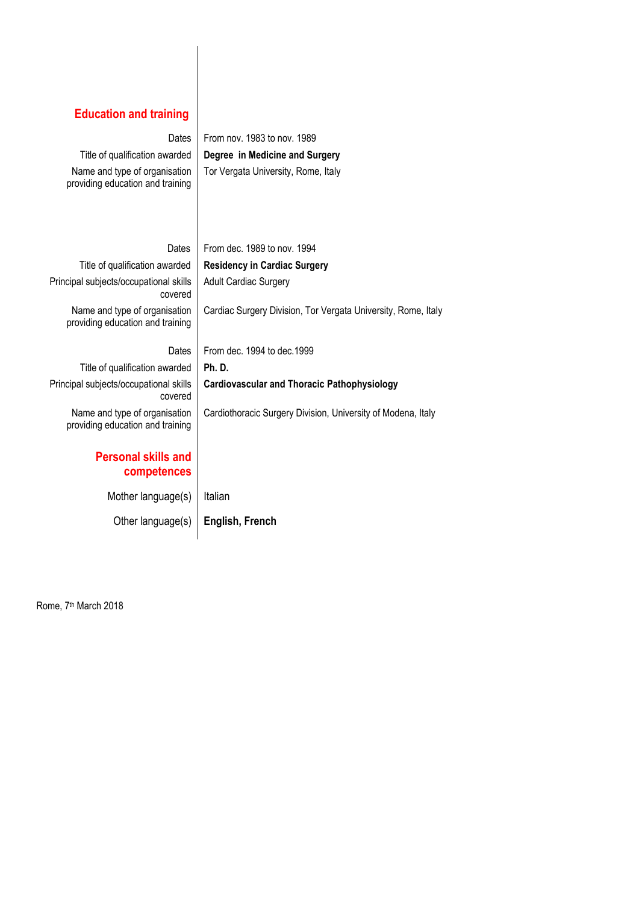## Education and training

| | |
|---|---|
| Dates | From nov. 1983 to nov. 1989 |
| Title of qualification awarded | **Degree in Medicine and Surgery** |
| Name and type of organisation providing education and training | Tor Vergata University, Rome, Italy |
| Dates | From dec. 1989 to nov. 1994 |
| Title of qualification awarded | **Residency in Cardiac Surgery** |
| Principal subjects/occupational skills covered | Adult Cardiac Surgery |
| Name and type of organisation providing education and training | Cardiac Surgery Division, Tor Vergata University, Rome, Italy |
| Dates | From dec. 1994 to dec.1999 |
| Title of qualification awarded | **Ph. D.** |
| Principal subjects/occupational skills covered | **Cardiovascular and Thoracic Pathophysiology** |
| Name and type of organisation providing education and training | Cardiothoracic Surgery Division, University of Modena, Italy |

## Personal skills and competences

| | |
|---|---|
| Mother language(s) | Italian |
| Other language(s) | **English, French** |

Rome, 7th March 2018